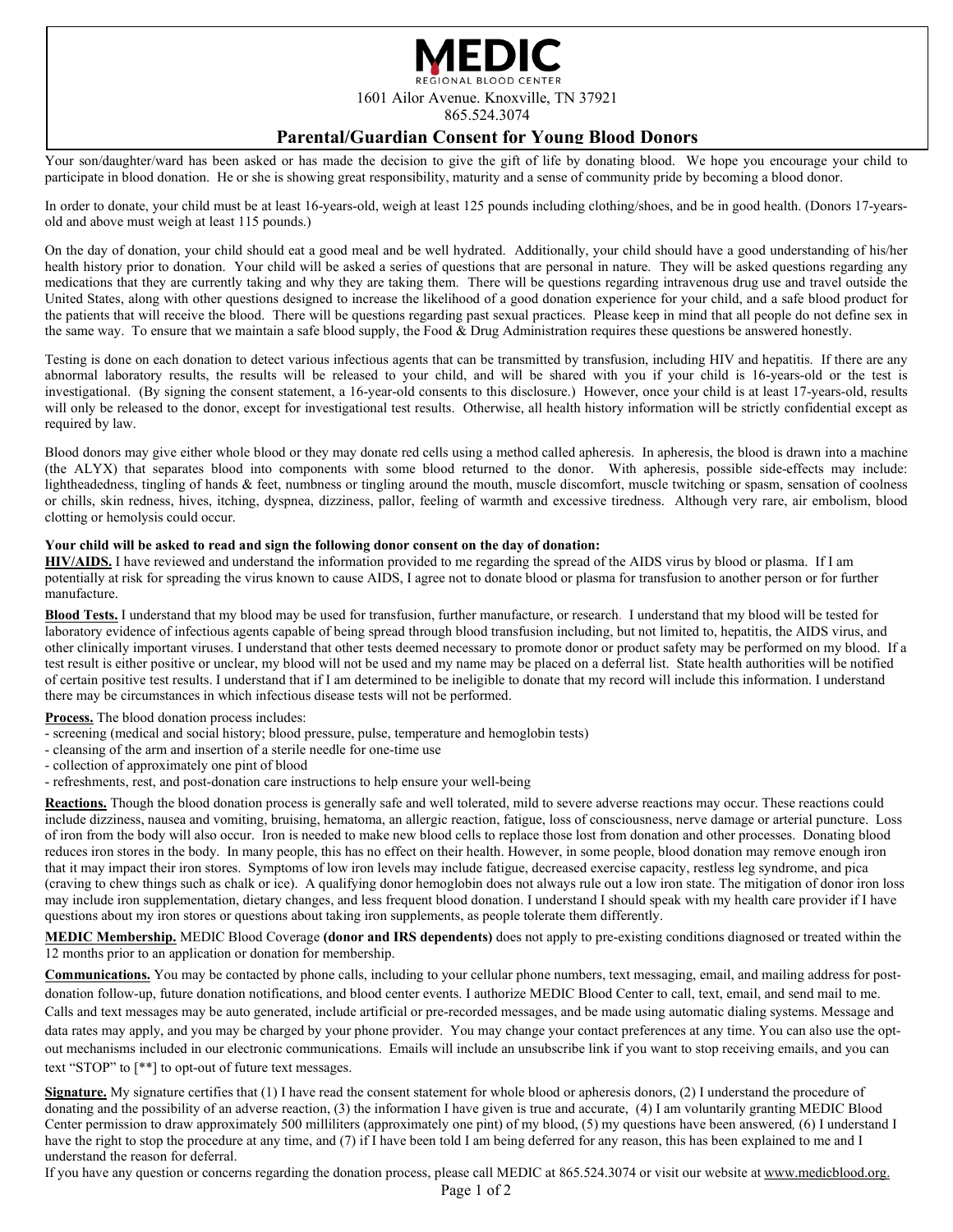# MEDIC

REGIONAL BLOOD CENTER

1601 Ailor Avenue. Knoxville, TN 37921

865.524.3074

## Parental/Guardian Consent for Young Blood Donors

Your son/daughter/ward has been asked or has made the decision to give the gift of life by donating blood. We hope you encourage your child to participate in blood donation. He or she is showing great responsibility, maturity and a sense of community pride by becoming a blood donor.

In order to donate, your child must be at least 16-years-old, weigh at least 125 pounds including clothing/shoes, and be in good health. (Donors 17-years-old and above must weigh at least 115 pounds.)

On the day of donation, your child should eat a good meal and be well hydrated. Additionally, your child should have a good understanding of his/her health history prior to donation. Your child will be asked a series of questions that are personal in nature. They will be asked questions regarding any medications that they are currently taking and why they are taking them. There will be questions regarding intravenous drug use and travel outside the United States, along with other questions designed to increase the likelihood of a good donation experience for your child, and a safe blood product for the patients that will receive the blood. There will be questions regarding past sexual practices. Please keep in mind that all people do not define sex in the same way. To ensure that we maintain a safe blood supply, the Food & Drug Administration requires these questions be answered honestly.

Testing is done on each donation to detect various infectious agents that can be transmitted by transfusion, including HIV and hepatitis. If there are any abnormal laboratory results, the results will be released to your child, and will be shared with you if your child is 16-years-old or the test is investigational. (By signing the consent statement, a 16-year-old consents to this disclosure.) However, once your child is at least 17-years-old, results will only be released to the donor, except for investigational test results. Otherwise, all health history information will be strictly confidential except as required by law.

Blood donors may give either whole blood or they may donate red cells using a method called apheresis. In apheresis, the blood is drawn into a machine (the ALYX) that separates blood into components with some blood returned to the donor. With apheresis, possible side-effects may include: lightheadedness, tingling of hands & feet, numbness or tingling around the mouth, muscle discomfort, muscle twitching or spasm, sensation of coolness or chills, skin redness, hives, itching, dyspnea, dizziness, pallor, feeling of warmth and excessive tiredness. Although very rare, air embolism, blood clotting or hemolysis could occur.

**Your child will be asked to read and sign the following donor consent on the day of donation:**

**HIV/AIDS.** I have reviewed and understand the information provided to me regarding the spread of the AIDS virus by blood or plasma. If I am potentially at risk for spreading the virus known to cause AIDS, I agree not to donate blood or plasma for transfusion to another person or for further manufacture.

**Blood Tests.** I understand that my blood may be used for transfusion, further manufacture, or research. I understand that my blood will be tested for laboratory evidence of infectious agents capable of being spread through blood transfusion including, but not limited to, hepatitis, the AIDS virus, and other clinically important viruses. I understand that other tests deemed necessary to promote donor or product safety may be performed on my blood. If a test result is either positive or unclear, my blood will not be used and my name may be placed on a deferral list. State health authorities will be notified of certain positive test results. I understand that if I am determined to be ineligible to donate that my record will include this information. I understand there may be circumstances in which infectious disease tests will not be performed.

**Process.** The blood donation process includes:

- screening (medical and social history; blood pressure, pulse, temperature and hemoglobin tests)
- cleansing of the arm and insertion of a sterile needle for one-time use
- collection of approximately one pint of blood
- refreshments, rest, and post-donation care instructions to help ensure your well-being

**Reactions.** Though the blood donation process is generally safe and well tolerated, mild to severe adverse reactions may occur. These reactions could include dizziness, nausea and vomiting, bruising, hematoma, an allergic reaction, fatigue, loss of consciousness, nerve damage or arterial puncture. Loss of iron from the body will also occur. Iron is needed to make new blood cells to replace those lost from donation and other processes. Donating blood reduces iron stores in the body. In many people, this has no effect on their health. However, in some people, blood donation may remove enough iron that it may impact their iron stores. Symptoms of low iron levels may include fatigue, decreased exercise capacity, restless leg syndrome, and pica (craving to chew things such as chalk or ice). A qualifying donor hemoglobin does not always rule out a low iron state. The mitigation of donor iron loss may include iron supplementation, dietary changes, and less frequent blood donation. I understand I should speak with my health care provider if I have questions about my iron stores or questions about taking iron supplements, as people tolerate them differently.

**MEDIC Membership.** MEDIC Blood Coverage **(donor and IRS dependents)** does not apply to pre-existing conditions diagnosed or treated within the 12 months prior to an application or donation for membership.

**Communications.** You may be contacted by phone calls, including to your cellular phone numbers, text messaging, email, and mailing address for post-donation follow-up, future donation notifications, and blood center events. I authorize MEDIC Blood Center to call, text, email, and send mail to me. Calls and text messages may be auto generated, include artificial or pre-recorded messages, and be made using automatic dialing systems. Message and data rates may apply, and you may be charged by your phone provider. You may change your contact preferences at any time. You can also use the opt-out mechanisms included in our electronic communications. Emails will include an unsubscribe link if you want to stop receiving emails, and you can text "STOP" to [**] to opt-out of future text messages.

**Signature.** My signature certifies that (1) I have read the consent statement for whole blood or apheresis donors, (2) I understand the procedure of donating and the possibility of an adverse reaction, (3) the information I have given is true and accurate, (4) I am voluntarily granting MEDIC Blood Center permission to draw approximately 500 milliliters (approximately one pint) of my blood, (5) my questions have been answered, (6) I understand I have the right to stop the procedure at any time, and (7) if I have been told I am being deferred for any reason, this has been explained to me and I understand the reason for deferral.

If you have any question or concerns regarding the donation process, please call MEDIC at 865.524.3074 or visit our website at www.medicblood.org.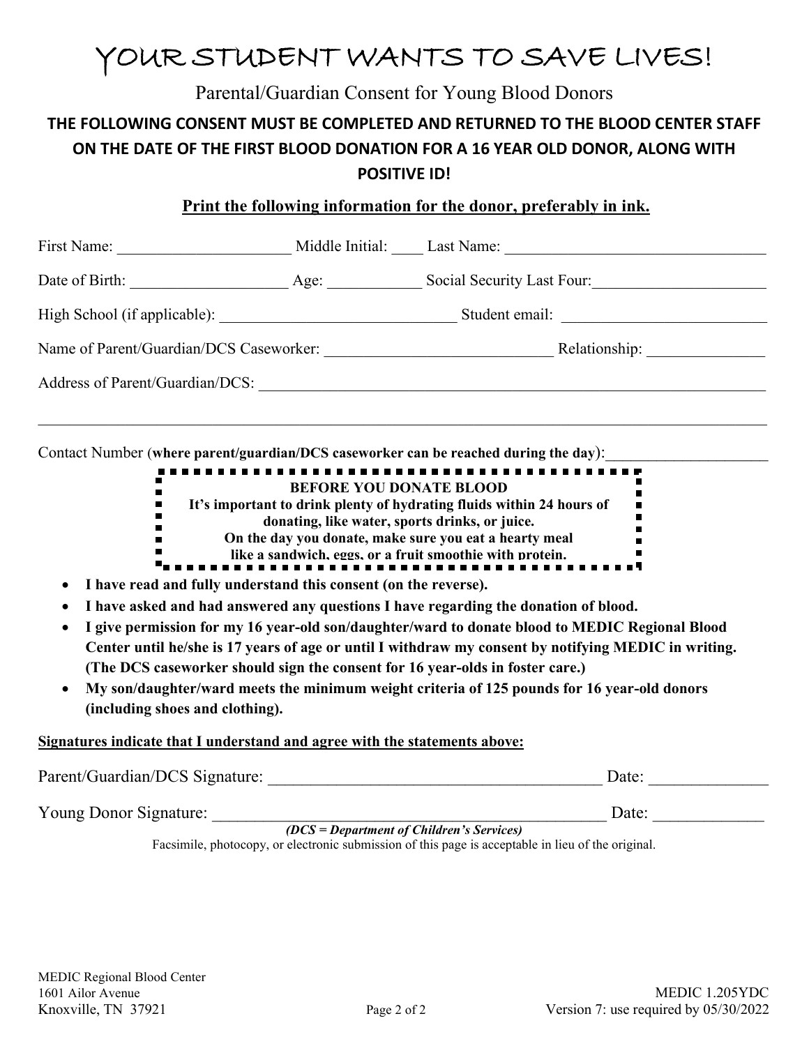# YOUR STUDENT WANTS TO SAVE LIVES!

Parental/Guardian Consent for Young Blood Donors

**THE FOLLOWING CONSENT MUST BE COMPLETED AND RETURNED TO THE BLOOD CENTER STAFF ON THE DATE OF THE FIRST BLOOD DONATION FOR A 16 YEAR OLD DONOR, ALONG WITH POSITIVE ID!**

**Print the following information for the donor, preferably in ink.**

First Name: ______________________ Middle Initial: ____ Last Name: _________________________________

Date of Birth: ____________________ Age: ____________ Social Security Last Four: ______________________

High School (if applicable): ______________________________ Student email: __________________________

Name of Parent/Guardian/DCS Caseworker: _____________________________ Relationship: _______________

Address of Parent/Guardian/DCS: ___________________________________________________________________

_____________________________________________________________________________________________

Contact Number (**where parent/guardian/DCS caseworker can be reached during the day**): ____________________

**BEFORE YOU DONATE BLOOD**
**It's important to drink plenty of hydrating fluids within 24 hours of donating, like water, sports drinks, or juice.**
**On the day you donate, make sure you eat a hearty meal like a sandwich, eggs, or a fruit smoothie with protein.**

- **I have read and fully understand this consent (on the reverse).**
- **I have asked and had answered any questions I have regarding the donation of blood.**
- **I give permission for my 16 year-old son/daughter/ward to donate blood to MEDIC Regional Blood Center until he/she is 17 years of age or until I withdraw my consent by notifying MEDIC in writing. (The DCS caseworker should sign the consent for 16 year-olds in foster care.)**
- **My son/daughter/ward meets the minimum weight criteria of 125 pounds for 16 year-old donors (including shoes and clothing).**

**Signatures indicate that I understand and agree with the statements above:**

Parent/Guardian/DCS Signature: ________________________________________ Date: ______________

Young Donor Signature: _______________________________________________ Date: _____________

***(DCS = Department of Children's Services)***

Facsimile, photocopy, or electronic submission of this page is acceptable in lieu of the original.

MEDIC Regional Blood Center
1601 Ailor Avenue
Knoxville, TN 37921

MEDIC 1.205YDC
Version 7: use required by 05/30/2022